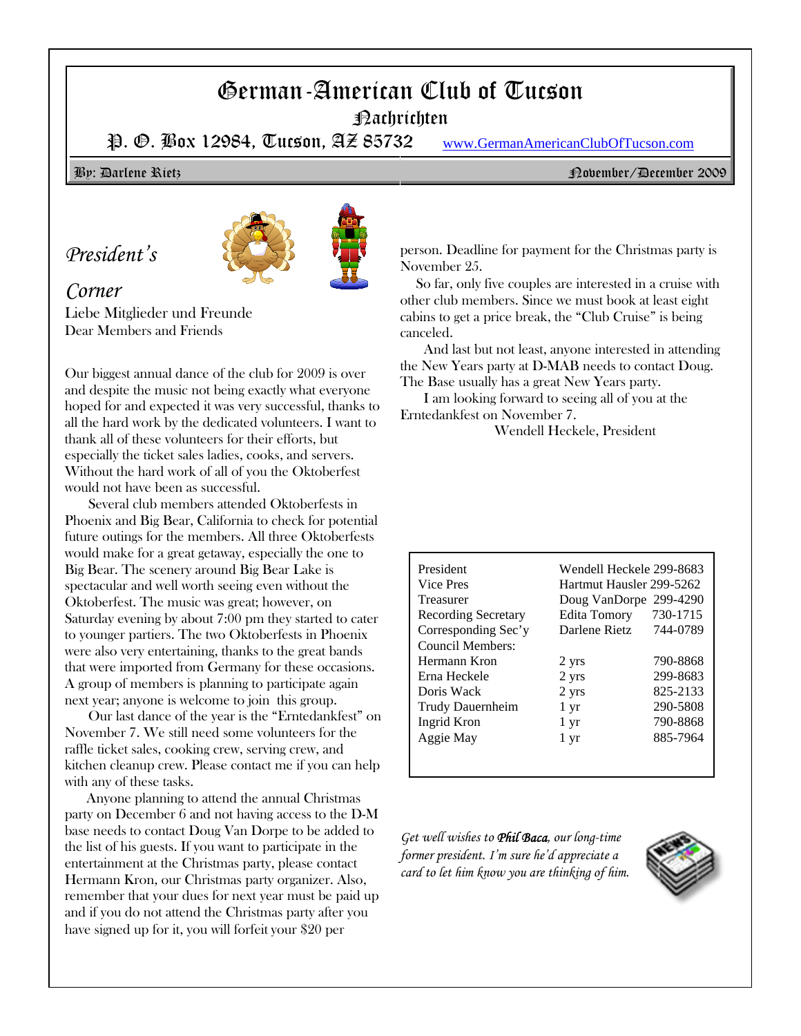# German-American Club of Tucson

## Nachrichten

P. O. Box 12984, Tucson, AZ 85732 www.GermanAmericanClubOfTucson.com

By: Darlene Rietz — November/December 2009

## *President's Corner*

Liebe Mitglieder und Freunde
Dear Members and Friends

Our biggest annual dance of the club for 2009 is over and despite the music not being exactly what everyone hoped for and expected it was very successful, thanks to all the hard work by the dedicated volunteers. I want to thank all of these volunteers for their efforts, but especially the ticket sales ladies, cooks, and servers. Without the hard work of all of you the Oktoberfest would not have been as successful.

Several club members attended Oktoberfests in Phoenix and Big Bear, California to check for potential future outings for the members. All three Oktoberfests would make for a great getaway, especially the one to Big Bear. The scenery around Big Bear Lake is spectacular and well worth seeing even without the Oktoberfest. The music was great; however, on Saturday evening by about 7:00 pm they started to cater to younger partiers. The two Oktoberfests in Phoenix were also very entertaining, thanks to the great bands that were imported from Germany for these occasions. A group of members is planning to participate again next year; anyone is welcome to join this group.

Our last dance of the year is the "Erntedankfest" on November 7. We still need some volunteers for the raffle ticket sales, cooking crew, serving crew, and kitchen cleanup crew. Please contact me if you can help with any of these tasks.

Anyone planning to attend the annual Christmas party on December 6 and not having access to the D-M base needs to contact Doug Van Dorpe to be added to the list of his guests. If you want to participate in the entertainment at the Christmas party, please contact Hermann Kron, our Christmas party organizer. Also, remember that your dues for next year must be paid up and if you do not attend the Christmas party after you have signed up for it, you will forfeit your $20 per person. Deadline for payment for the Christmas party is November 25.

So far, only five couples are interested in a cruise with other club members. Since we must book at least eight cabins to get a price break, the "Club Cruise" is being canceled.

And last but not least, anyone interested in attending the New Years party at D-MAB needs to contact Doug. The Base usually has a great New Years party.

I am looking forward to seeing all of you at the Erntedankfest on November 7.

Wendell Heckele, President

| | | |
|---|---|---|
| President | Wendell Heckele | 299-8683 |
| Vice Pres | Hartmut Hausler | 299-5262 |
| Treasurer | Doug VanDorpe | 299-4290 |
| Recording Secretary | Edita Tomory | 730-1715 |
| Corresponding Sec'y | Darlene Rietz | 744-0789 |
| Council Members: | | |
| Hermann Kron | 2 yrs | 790-8868 |
| Erna Heckele | 2 yrs | 299-8683 |
| Doris Wack | 2 yrs | 825-2133 |
| Trudy Dauernheim | 1 yr | 290-5808 |
| Ingrid Kron | 1 yr | 790-8868 |
| Aggie May | 1 yr | 885-7964 |

*Get well wishes to **Phil Baca**, our long-time former president. I'm sure he'd appreciate a card to let him know you are thinking of him.*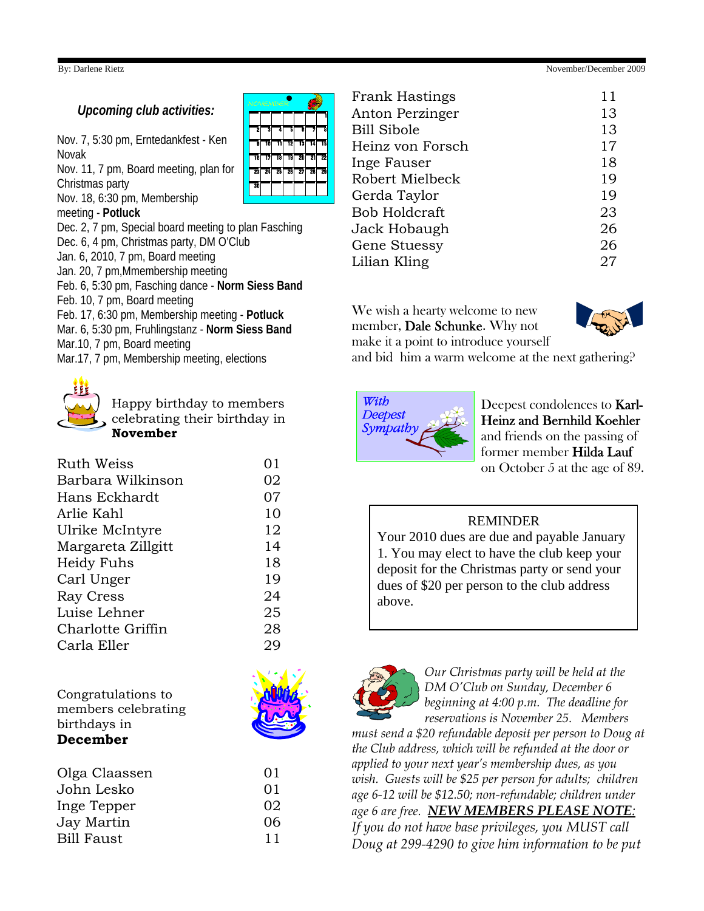### *Upcoming club activities:*

Nov. 7, 5:30 pm, Erntedankfest - Ken Novak
Nov. 11, 7 pm, Board meeting, plan for Christmas party
Nov. 18, 6:30 pm, Membership meeting - **Potluck**
Dec. 2, 7 pm, Special board meeting to plan Fasching
Dec. 6, 4 pm, Christmas party, DM O'Club
Jan. 6, 2010, 7 pm, Board meeting
Jan. 20, 7 pm,Mmembership meeting
Feb. 6, 5:30 pm, Fasching dance - **Norm Siess Band**
Feb. 10, 7 pm, Board meeting
Feb. 17, 6:30 pm, Membership meeting - **Potluck**
Mar. 6, 5:30 pm, Fruhlingstanz - **Norm Siess Band**
Mar.10, 7 pm, Board meeting
Mar.17, 7 pm, Membership meeting, elections

Happy birthday to members celebrating their birthday in **November**

| | |
|---|---|
| Ruth Weiss | 01 |
| Barbara Wilkinson | 02 |
| Hans Eckhardt | 07 |
| Arlie Kahl | 10 |
| Ulrike McIntyre | 12 |
| Margareta Zillgitt | 14 |
| Heidy Fuhs | 18 |
| Carl Unger | 19 |
| Ray Cress | 24 |
| Luise Lehner | 25 |
| Charlotte Griffin | 28 |
| Carla Eller | 29 |

Congratulations to members celebrating birthdays in **December**

| | |
|---|---|
| Olga Claassen | 01 |
| John Lesko | 01 |
| Inge Tepper | 02 |
| Jay Martin | 06 |
| Bill Faust | 11 |
| Frank Hastings | 11 |
| Anton Perzinger | 13 |
| Bill Sibole | 13 |
| Heinz von Forsch | 17 |
| Inge Fauser | 18 |
| Robert Mielbeck | 19 |
| Gerda Taylor | 19 |
| Bob Holdcraft | 23 |
| Jack Hobaugh | 26 |
| Gene Stuessy | 26 |
| Lilian Kling | 27 |

We wish a hearty welcome to new member, Dale Schunke. Why not make it a point to introduce yourself and bid him a warm welcome at the next gathering?

*With Deepest Sympathy*

Deepest condolences to Karl-Heinz and Bernhild Koehler and friends on the passing of former member Hilda Lauf on October 5 at the age of 89.

REMINDER
Your 2010 dues are due and payable January 1. You may elect to have the club keep your deposit for the Christmas party or send your dues of $20 per person to the club address above.

*Our Christmas party will be held at the DM O'Club on Sunday, December 6 beginning at 4:00 p.m. The deadline for reservations is November 25. Members must send a $20 refundable deposit per person to Doug at the Club address, which will be refunded at the door or applied to your next year's membership dues, as you wish. Guests will be $25 per person for adults; children age 6-12 will be $12.50; non-refundable; children under age 6 are free.* ***NEW MEMBERS PLEASE NOTE****: If you do not have base privileges, you MUST call Doug at 299-4290 to give him information to be put*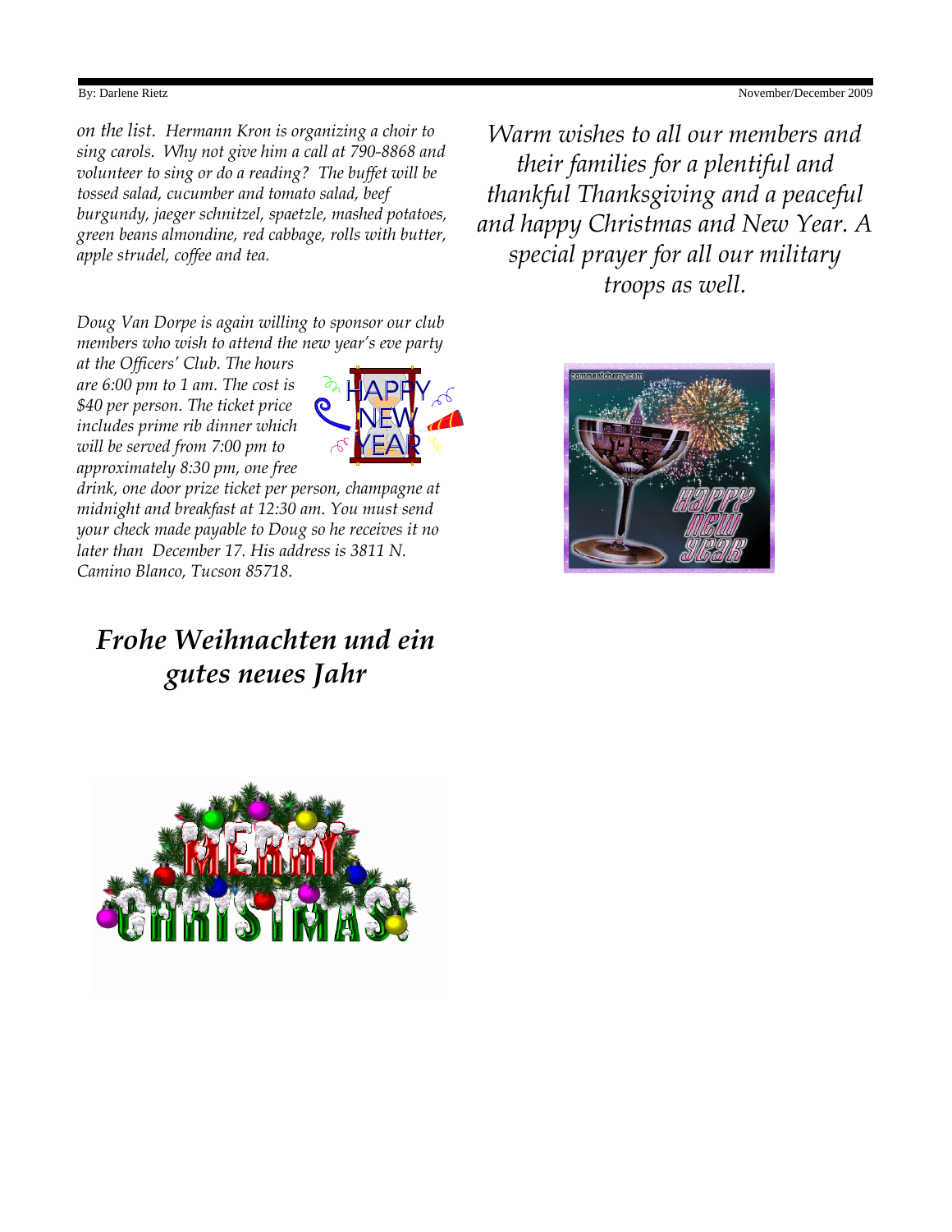*on the list. Hermann Kron is organizing a choir to sing carols. Why not give him a call at 790-8868 and volunteer to sing or do a reading? The buffet will be tossed salad, cucumber and tomato salad, beef burgundy, jaeger schnitzel, spaetzle, mashed potatoes, green beans almondine, red cabbage, rolls with butter, apple strudel, coffee and tea.*

*Doug Van Dorpe is again willing to sponsor our club members who wish to attend the new year's eve party at the Officers' Club. The hours are 6:00 pm to 1 am. The cost is $40 per person. The ticket price includes prime rib dinner which will be served from 7:00 pm to approximately 8:30 pm, one free drink, one door prize ticket per person, champagne at midnight and breakfast at 12:30 am. You must send your check made payable to Doug so he receives it no later than December 17. His address is 3811 N. Camino Blanco, Tucson 85718.*

## *Frohe Weihnachten und ein gutes neues Jahr*

*Warm wishes to all our members and their families for a plentiful and thankful Thanksgiving and a peaceful and happy Christmas and New Year. A special prayer for all our military troops as well.*